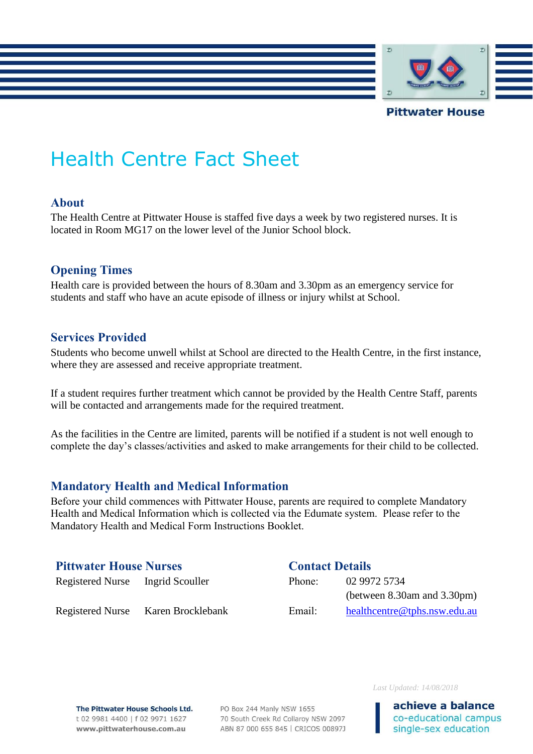Pittwater House

# Health Centre Fact Sheet

## About

The Health Centre at Pittwater House is staffed five days a week by two registered nurses. It is located in Room MG17 on the lower level of the Junior School block.

## Opening Times

Health care is provided between the hours of 8.30am and 3.30pm as an emergency service for students and staff who have an acute episode of illness or injury whilst at School.

## Services Provided

Students who become unwell whilst at School are directed to the Health Centre, in the first instance, where they are assessed and receive appropriate treatment.

If a student requires further treatment which cannot be provided by the Health Centre Staff, parents will be contacted and arrangements made for the required treatment.

As the facilities in the Centre are limited, parents will be notified if a student is not well enough to complete the day's classes/activities and asked to make arrangements for their child to be collected.

## Mandatory Health and Medical Information

Before your child commences with Pittwater House, parents are required to complete Mandatory Health and Medical Information which is collected via the Edumate system. Please refer to the Mandatory Health and Medical Form Instructions Booklet.

## Pittwater House Nurses

| | |
|---|---|
| Registered Nurse | Ingrid Scouller |
| Registered Nurse | Karen Brocklebank |

## Contact Details

| | |
|---|---|
| Phone: | 02 9972 5734 (between 8.30am and 3.30pm) |
| Email: | healthcentre@tphs.nsw.edu.au |

*Last Updated: 14/08/2018*

**The Pittwater House Schools Ltd.**
t 02 9981 4400 | f 02 9971 1627
www.pittwaterhouse.com.au

PO Box 244 Manly NSW 1655
70 South Creek Rd Collaroy NSW 2097
ABN 87 000 655 845 | CRICOS 00897J

**achieve a balance**
co-educational campus
single-sex education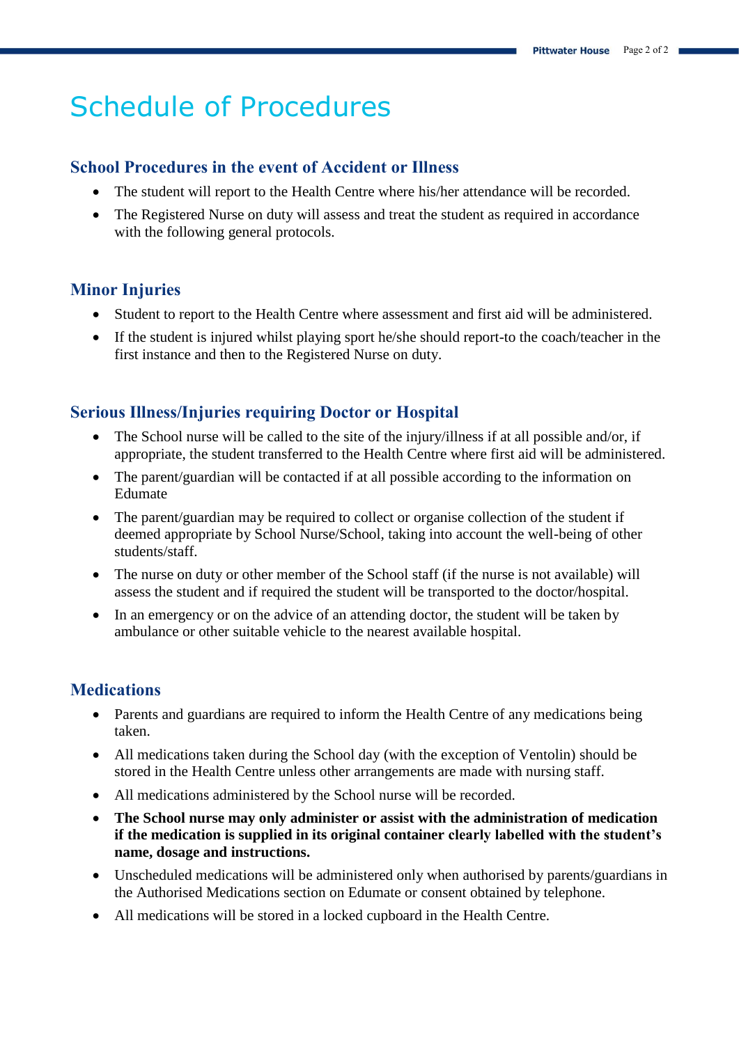# Schedule of Procedures

## School Procedures in the event of Accident or Illness

- The student will report to the Health Centre where his/her attendance will be recorded.
- The Registered Nurse on duty will assess and treat the student as required in accordance with the following general protocols.

## Minor Injuries

- Student to report to the Health Centre where assessment and first aid will be administered.
- If the student is injured whilst playing sport he/she should report-to the coach/teacher in the first instance and then to the Registered Nurse on duty.

## Serious Illness/Injuries requiring Doctor or Hospital

- The School nurse will be called to the site of the injury/illness if at all possible and/or, if appropriate, the student transferred to the Health Centre where first aid will be administered.
- The parent/guardian will be contacted if at all possible according to the information on Edumate
- The parent/guardian may be required to collect or organise collection of the student if deemed appropriate by School Nurse/School, taking into account the well-being of other students/staff.
- The nurse on duty or other member of the School staff (if the nurse is not available) will assess the student and if required the student will be transported to the doctor/hospital.
- In an emergency or on the advice of an attending doctor, the student will be taken by ambulance or other suitable vehicle to the nearest available hospital.

## Medications

- Parents and guardians are required to inform the Health Centre of any medications being taken.
- All medications taken during the School day (with the exception of Ventolin) should be stored in the Health Centre unless other arrangements are made with nursing staff.
- All medications administered by the School nurse will be recorded.
- **The School nurse may only administer or assist with the administration of medication if the medication is supplied in its original container clearly labelled with the student's name, dosage and instructions.**
- Unscheduled medications will be administered only when authorised by parents/guardians in the Authorised Medications section on Edumate or consent obtained by telephone.
- All medications will be stored in a locked cupboard in the Health Centre.